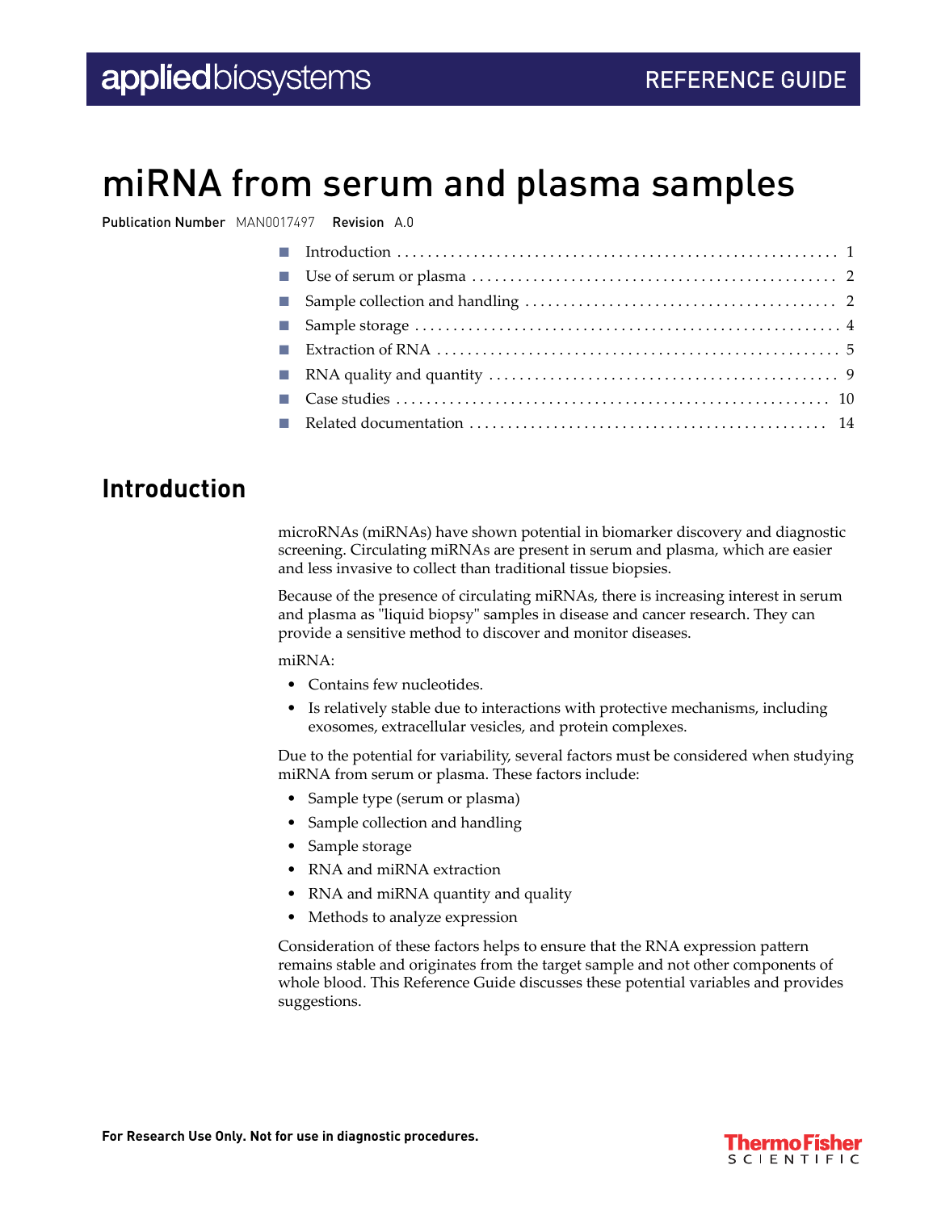applied biosystems — REFERENCE GUIDE

# miRNA from serum and plasma samples

**Publication Number** MAN0017497 **Revision** A.0

- Introduction . . . . . . . . . . 1
- Use of serum or plasma . . . . . . . . . . 2
- Sample collection and handling . . . . . . . . . . 2
- Sample storage . . . . . . . . . . 4
- Extraction of RNA . . . . . . . . . . 5
- RNA quality and quantity . . . . . . . . . . 9
- Case studies . . . . . . . . . . 10
- Related documentation . . . . . . . . . . 14

## Introduction

microRNAs (miRNAs) have shown potential in biomarker discovery and diagnostic screening. Circulating miRNAs are present in serum and plasma, which are easier and less invasive to collect than traditional tissue biopsies.

Because of the presence of circulating miRNAs, there is increasing interest in serum and plasma as "liquid biopsy" samples in disease and cancer research. They can provide a sensitive method to discover and monitor diseases.

miRNA:

- Contains few nucleotides.
- Is relatively stable due to interactions with protective mechanisms, including exosomes, extracellular vesicles, and protein complexes.

Due to the potential for variability, several factors must be considered when studying miRNA from serum or plasma. These factors include:

- Sample type (serum or plasma)
- Sample collection and handling
- Sample storage
- RNA and miRNA extraction
- RNA and miRNA quantity and quality
- Methods to analyze expression

Consideration of these factors helps to ensure that the RNA expression pattern remains stable and originates from the target sample and not other components of whole blood. This Reference Guide discusses these potential variables and provides suggestions.

**For Research Use Only. Not for use in diagnostic procedures.**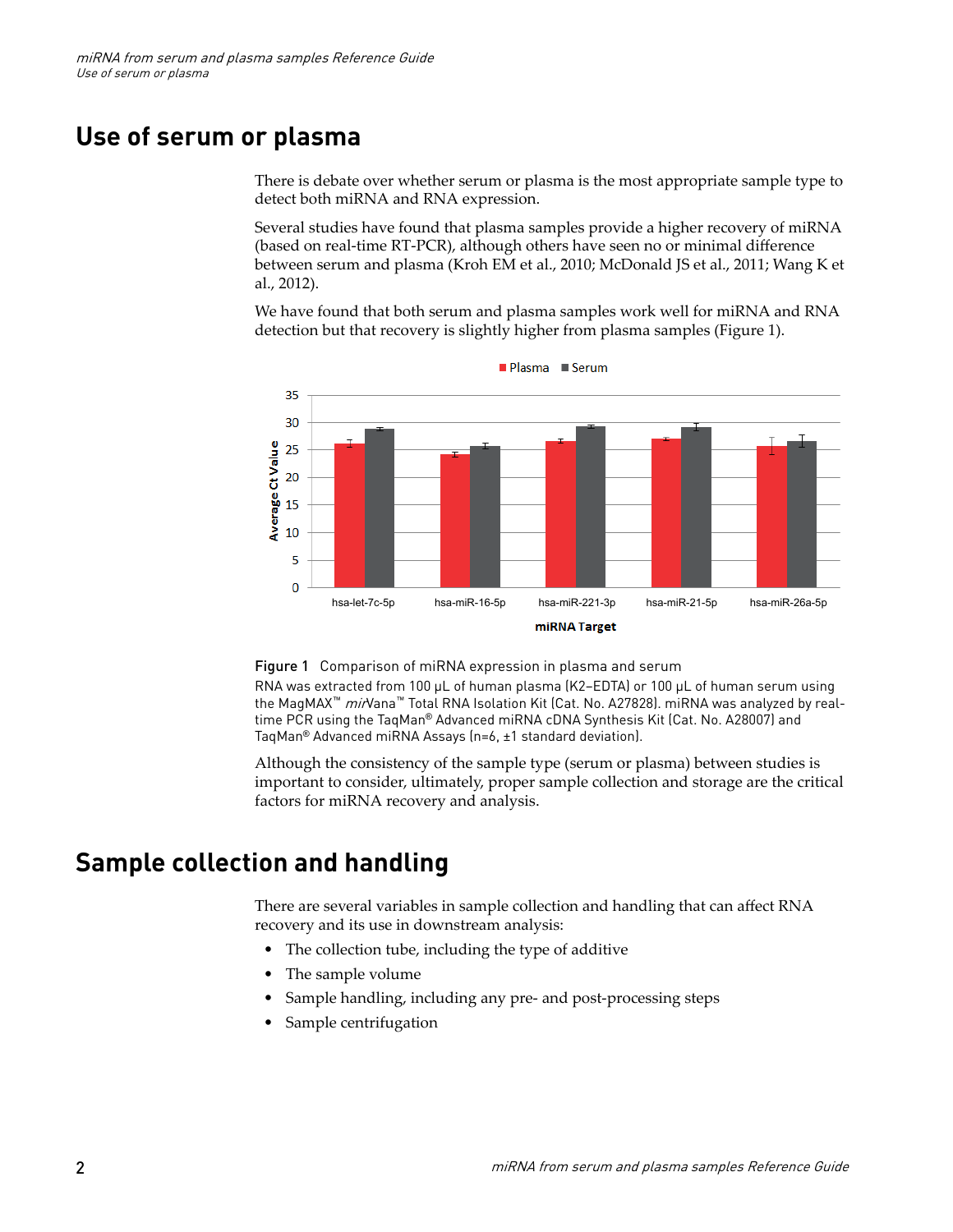## Use of serum or plasma

There is debate over whether serum or plasma is the most appropriate sample type to detect both miRNA and RNA expression.

Several studies have found that plasma samples provide a higher recovery of miRNA (based on real-time RT-PCR), although others have seen no or minimal difference between serum and plasma (Kroh EM et al., 2010; McDonald JS et al., 2011; Wang K et al., 2012).

We have found that both serum and plasma samples work well for miRNA and RNA detection but that recovery is slightly higher from plasma samples (Figure 1).

**Figure 1** Comparison of miRNA expression in plasma and serum

RNA was extracted from 100 µL of human plasma (K2–EDTA) or 100 µL of human serum using the MagMAX™ *mir*Vana™ Total RNA Isolation Kit (Cat. No. A27828). miRNA was analyzed by real-time PCR using the TaqMan® Advanced miRNA cDNA Synthesis Kit (Cat. No. A28007) and TaqMan® Advanced miRNA Assays (n=6, ±1 standard deviation).

Although the consistency of the sample type (serum or plasma) between studies is important to consider, ultimately, proper sample collection and storage are the critical factors for miRNA recovery and analysis.

## Sample collection and handling

There are several variables in sample collection and handling that can affect RNA recovery and its use in downstream analysis:

- The collection tube, including the type of additive
- The sample volume
- Sample handling, including any pre- and post-processing steps
- Sample centrifugation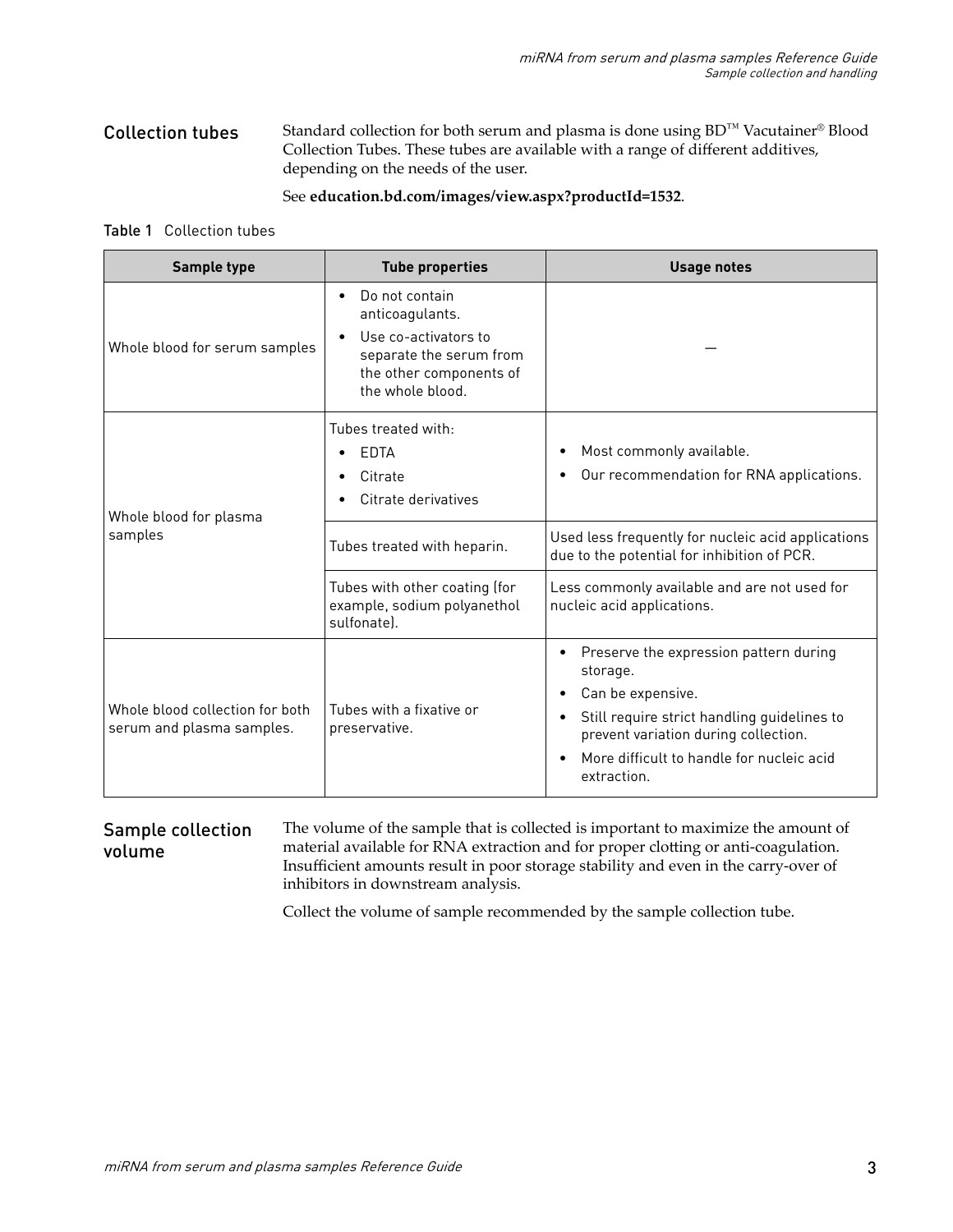## Collection tubes

Standard collection for both serum and plasma is done using BD™ Vacutainer® Blood Collection Tubes. These tubes are available with a range of different additives, depending on the needs of the user.

See **education.bd.com/images/view.aspx?productId=1532**.

Table 1 Collection tubes

| Sample type | Tube properties | Usage notes |
| --- | --- | --- |
| Whole blood for serum samples | • Do not contain anticoagulants.<br>• Use co-activators to separate the serum from the other components of the whole blood. | — |
| Whole blood for plasma samples | Tubes treated with:<br>• EDTA<br>• Citrate<br>• Citrate derivatives | • Most commonly available.<br>• Our recommendation for RNA applications. |
| | Tubes treated with heparin. | Used less frequently for nucleic acid applications due to the potential for inhibition of PCR. |
| | Tubes with other coating (for example, sodium polyanethol sulfonate). | Less commonly available and are not used for nucleic acid applications. |
| Whole blood collection for both serum and plasma samples. | Tubes with a fixative or preservative. | • Preserve the expression pattern during storage.<br>• Can be expensive.<br>• Still require strict handling guidelines to prevent variation during collection.<br>• More difficult to handle for nucleic acid extraction. |

## Sample collection volume

The volume of the sample that is collected is important to maximize the amount of material available for RNA extraction and for proper clotting or anti-coagulation. Insufficient amounts result in poor storage stability and even in the carry-over of inhibitors in downstream analysis.

Collect the volume of sample recommended by the sample collection tube.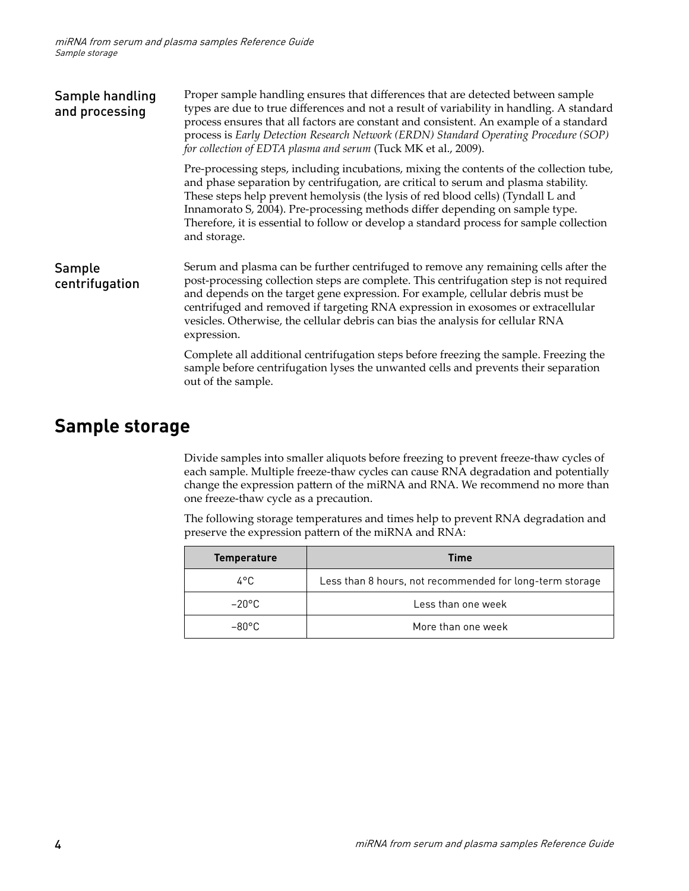### Sample handling and processing

Proper sample handling ensures that differences that are detected between sample types are due to true differences and not a result of variability in handling. A standard process ensures that all factors are constant and consistent. An example of a standard process is *Early Detection Research Network (ERDN) Standard Operating Procedure (SOP) for collection of EDTA plasma and serum* (Tuck MK et al., 2009).

Pre-processing steps, including incubations, mixing the contents of the collection tube, and phase separation by centrifugation, are critical to serum and plasma stability. These steps help prevent hemolysis (the lysis of red blood cells) (Tyndall L and Innamorato S, 2004). Pre-processing methods differ depending on sample type. Therefore, it is essential to follow or develop a standard process for sample collection and storage.

### Sample centrifugation

Serum and plasma can be further centrifuged to remove any remaining cells after the post-processing collection steps are complete. This centrifugation step is not required and depends on the target gene expression. For example, cellular debris must be centrifuged and removed if targeting RNA expression in exosomes or extracellular vesicles. Otherwise, the cellular debris can bias the analysis for cellular RNA expression.

Complete all additional centrifugation steps before freezing the sample. Freezing the sample before centrifugation lyses the unwanted cells and prevents their separation out of the sample.

## Sample storage

Divide samples into smaller aliquots before freezing to prevent freeze-thaw cycles of each sample. Multiple freeze-thaw cycles can cause RNA degradation and potentially change the expression pattern of the miRNA and RNA. We recommend no more than one freeze-thaw cycle as a precaution.

The following storage temperatures and times help to prevent RNA degradation and preserve the expression pattern of the miRNA and RNA:

| Temperature | Time |
|---|---|
| 4°C | Less than 8 hours, not recommended for long-term storage |
| –20°C | Less than one week |
| –80°C | More than one week |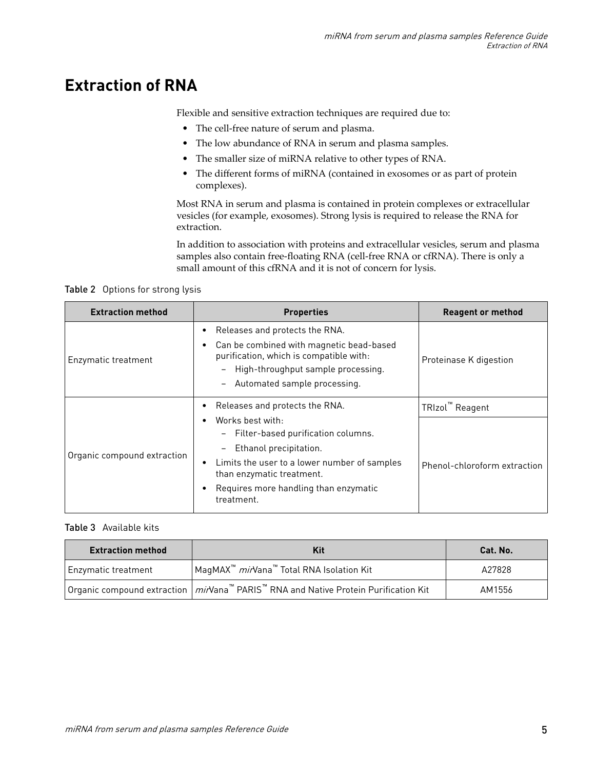# Extraction of RNA

Flexible and sensitive extraction techniques are required due to:

- The cell-free nature of serum and plasma.
- The low abundance of RNA in serum and plasma samples.
- The smaller size of miRNA relative to other types of RNA.
- The different forms of miRNA (contained in exosomes or as part of protein complexes).

Most RNA in serum and plasma is contained in protein complexes or extracellular vesicles (for example, exosomes). Strong lysis is required to release the RNA for extraction.

In addition to association with proteins and extracellular vesicles, serum and plasma samples also contain free-floating RNA (cell-free RNA or cfRNA). There is only a small amount of this cfRNA and it is not of concern for lysis.

**Table 2** Options for strong lysis

| Extraction method | Properties | Reagent or method |
|---|---|---|
| Enzymatic treatment | • Releases and protects the RNA.<br>• Can be combined with magnetic bead-based purification, which is compatible with:<br>– High-throughput sample processing.<br>– Automated sample processing. | Proteinase K digestion |
| Organic compound extraction | • Releases and protects the RNA.<br>• Works best with:<br>– Filter-based purification columns.<br>– Ethanol precipitation.<br>• Limits the user to a lower number of samples than enzymatic treatment.<br>• Requires more handling than enzymatic treatment. | TRIzol™ Reagent<br><br>Phenol-chloroform extraction |

**Table 3** Available kits

| Extraction method | Kit | Cat. No. |
|---|---|---|
| Enzymatic treatment | MagMAX™ *mir*Vana™ Total RNA Isolation Kit | A27828 |
| Organic compound extraction | *mir*Vana™ PARIS™ RNA and Native Protein Purification Kit | AM1556 |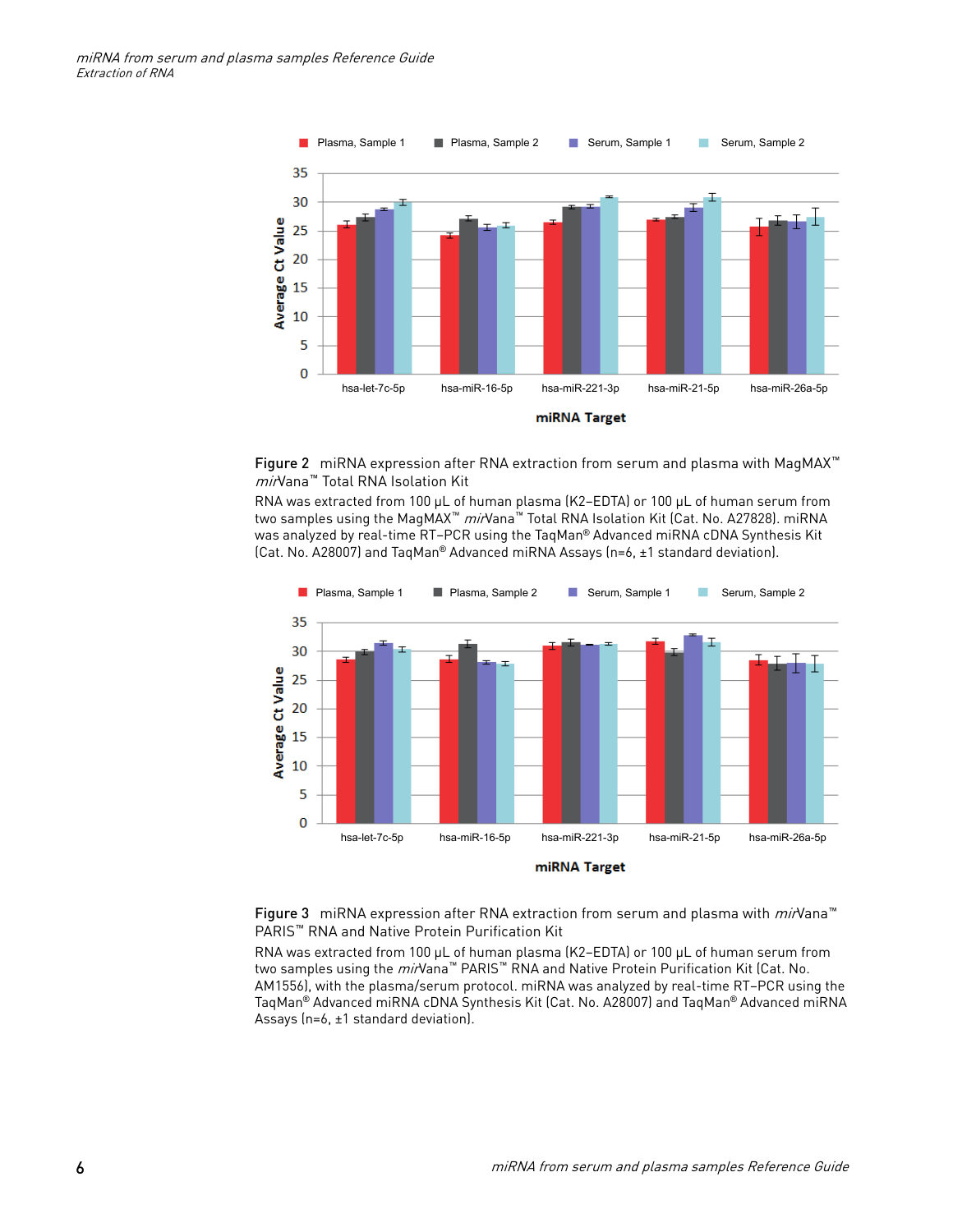**Figure 2** miRNA expression after RNA extraction from serum and plasma with MagMAX™ *mir*Vana™ Total RNA Isolation Kit

RNA was extracted from 100 µL of human plasma (K2–EDTA) or 100 µL of human serum from two samples using the MagMAX™ *mir*Vana™ Total RNA Isolation Kit (Cat. No. A27828). miRNA was analyzed by real-time RT–PCR using the TaqMan® Advanced miRNA cDNA Synthesis Kit (Cat. No. A28007) and TaqMan® Advanced miRNA Assays (n=6, ±1 standard deviation).

**Figure 3** miRNA expression after RNA extraction from serum and plasma with *mir*Vana™ PARIS™ RNA and Native Protein Purification Kit

RNA was extracted from 100 µL of human plasma (K2–EDTA) or 100 µL of human serum from two samples using the *mir*Vana™ PARIS™ RNA and Native Protein Purification Kit (Cat. No. AM1556), with the plasma/serum protocol. miRNA was analyzed by real-time RT–PCR using the TaqMan® Advanced miRNA cDNA Synthesis Kit (Cat. No. A28007) and TaqMan® Advanced miRNA Assays (n=6, ±1 standard deviation).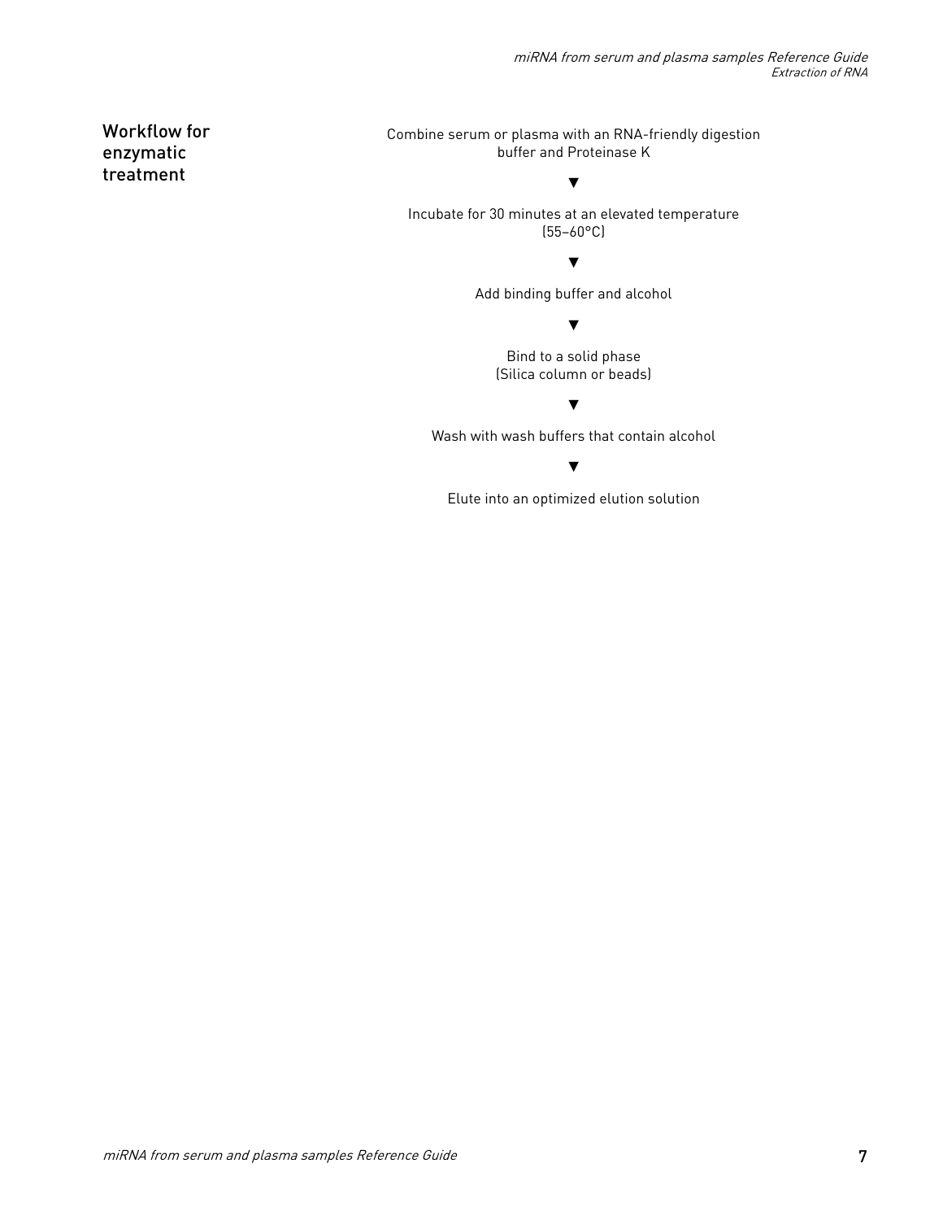## Workflow for enzymatic treatment

Combine serum or plasma with an RNA-friendly digestion buffer and Proteinase K

▼

Incubate for 30 minutes at an elevated temperature (55–60°C)

▼

Add binding buffer and alcohol

▼

Bind to a solid phase (Silica column or beads)

▼

Wash with wash buffers that contain alcohol

▼

Elute into an optimized elution solution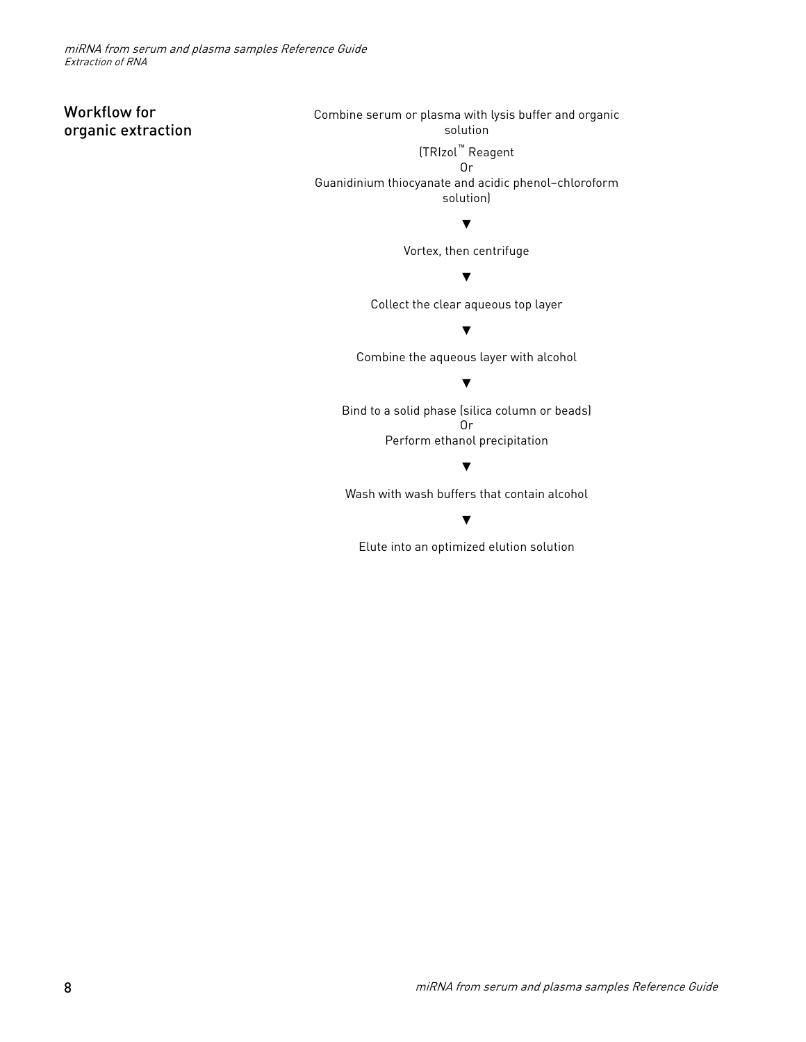## Workflow for organic extraction

Combine serum or plasma with lysis buffer and organic solution

(TRIzol™ Reagent
Or
Guanidinium thiocyanate and acidic phenol–chloroform solution)

▼

Vortex, then centrifuge

▼

Collect the clear aqueous top layer

▼

Combine the aqueous layer with alcohol

▼

Bind to a solid phase (silica column or beads)
Or
Perform ethanol precipitation

▼

Wash with wash buffers that contain alcohol

▼

Elute into an optimized elution solution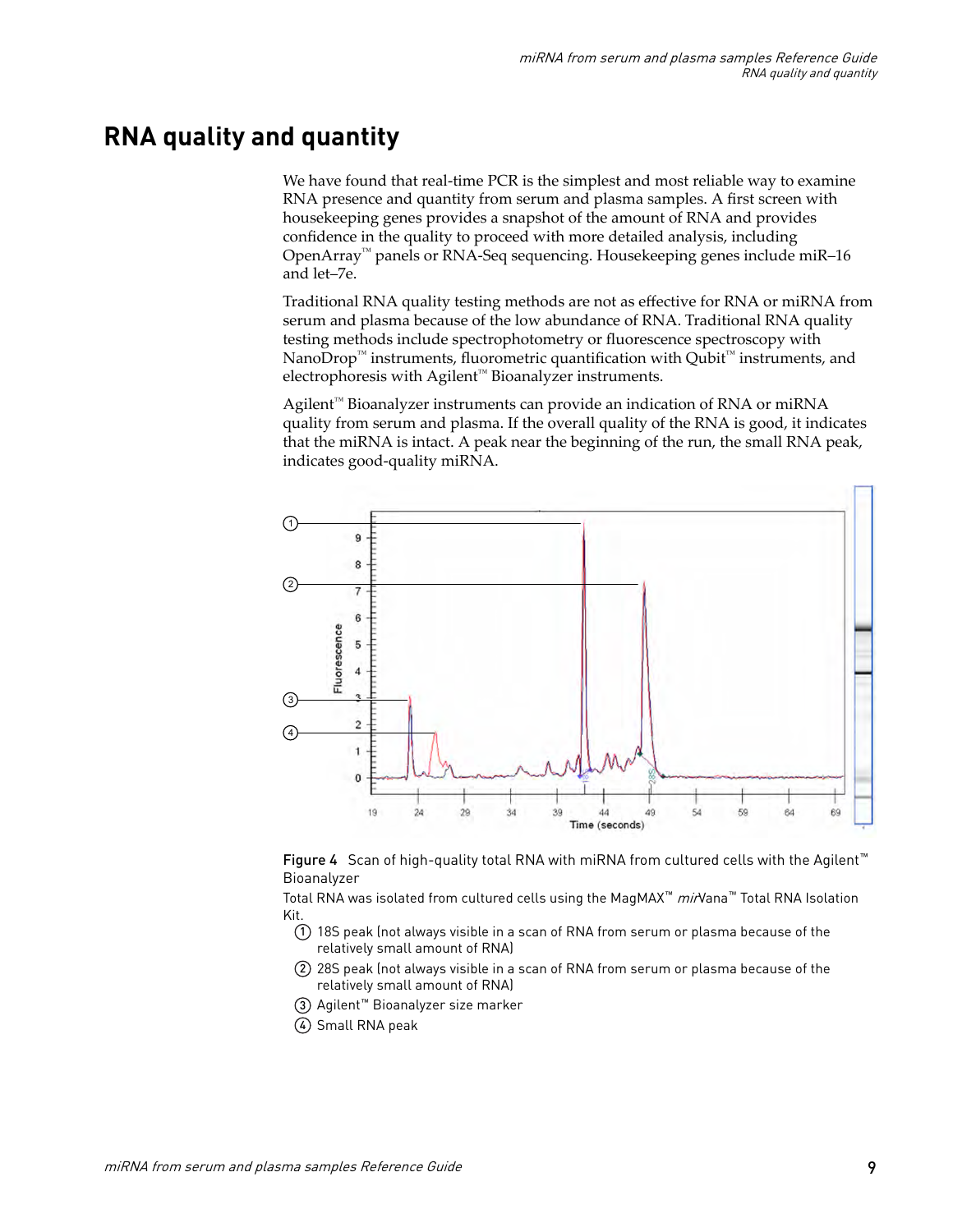# RNA quality and quantity

We have found that real-time PCR is the simplest and most reliable way to examine RNA presence and quantity from serum and plasma samples. A first screen with housekeeping genes provides a snapshot of the amount of RNA and provides confidence in the quality to proceed with more detailed analysis, including OpenArray™ panels or RNA-Seq sequencing. Housekeeping genes include miR–16 and let–7e.

Traditional RNA quality testing methods are not as effective for RNA or miRNA from serum and plasma because of the low abundance of RNA. Traditional RNA quality testing methods include spectrophotometry or fluorescence spectroscopy with NanoDrop™ instruments, fluorometric quantification with Qubit™ instruments, and electrophoresis with Agilent™ Bioanalyzer instruments.

Agilent™ Bioanalyzer instruments can provide an indication of RNA or miRNA quality from serum and plasma. If the overall quality of the RNA is good, it indicates that the miRNA is intact. A peak near the beginning of the run, the small RNA peak, indicates good-quality miRNA.

**Figure 4** Scan of high-quality total RNA with miRNA from cultured cells with the Agilent™ Bioanalyzer

Total RNA was isolated from cultured cells using the MagMAX™ *mir*Vana™ Total RNA Isolation Kit.

1. 18S peak (not always visible in a scan of RNA from serum or plasma because of the relatively small amount of RNA)
2. 28S peak (not always visible in a scan of RNA from serum or plasma because of the relatively small amount of RNA)
3. Agilent™ Bioanalyzer size marker
4. Small RNA peak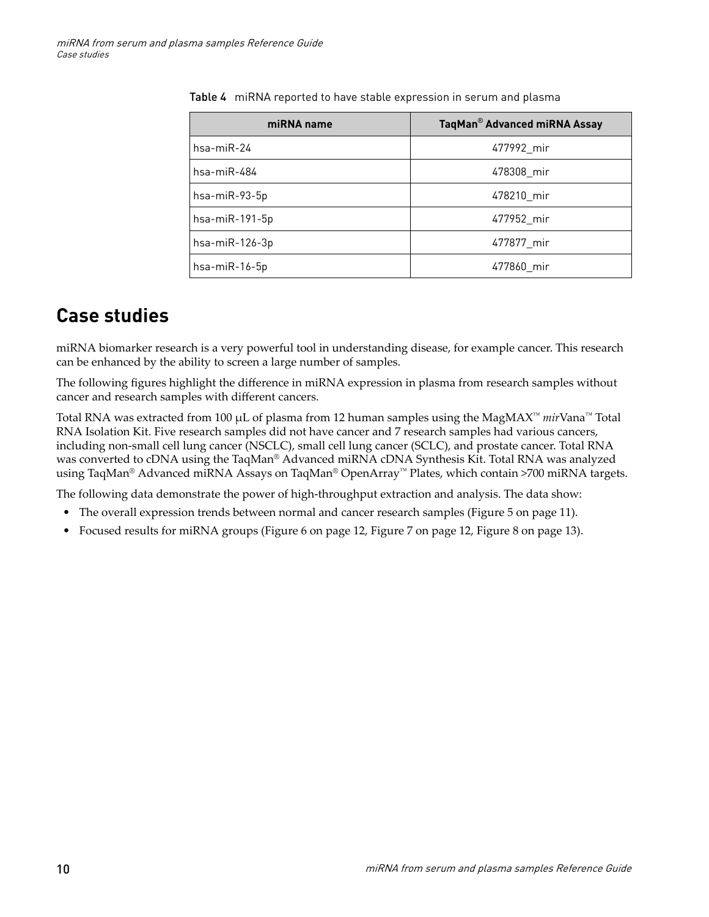Table 4 miRNA reported to have stable expression in serum and plasma

| miRNA name | TaqMan® Advanced miRNA Assay |
| --- | --- |
| hsa-miR-24 | 477992_mir |
| hsa-miR-484 | 478308_mir |
| hsa-miR-93-5p | 478210_mir |
| hsa-miR-191-5p | 477952_mir |
| hsa-miR-126-3p | 477877_mir |
| hsa-miR-16-5p | 477860_mir |

## Case studies

miRNA biomarker research is a very powerful tool in understanding disease, for example cancer. This research can be enhanced by the ability to screen a large number of samples.

The following figures highlight the difference in miRNA expression in plasma from research samples without cancer and research samples with different cancers.

Total RNA was extracted from 100 µL of plasma from 12 human samples using the MagMAX™ *mir*Vana™ Total RNA Isolation Kit. Five research samples did not have cancer and 7 research samples had various cancers, including non-small cell lung cancer (NSCLC), small cell lung cancer (SCLC), and prostate cancer. Total RNA was converted to cDNA using the TaqMan® Advanced miRNA cDNA Synthesis Kit. Total RNA was analyzed using TaqMan® Advanced miRNA Assays on TaqMan® OpenArray™ Plates, which contain >700 miRNA targets.

The following data demonstrate the power of high-throughput extraction and analysis. The data show:

- The overall expression trends between normal and cancer research samples (Figure 5 on page 11).
- Focused results for miRNA groups (Figure 6 on page 12, Figure 7 on page 12, Figure 8 on page 13).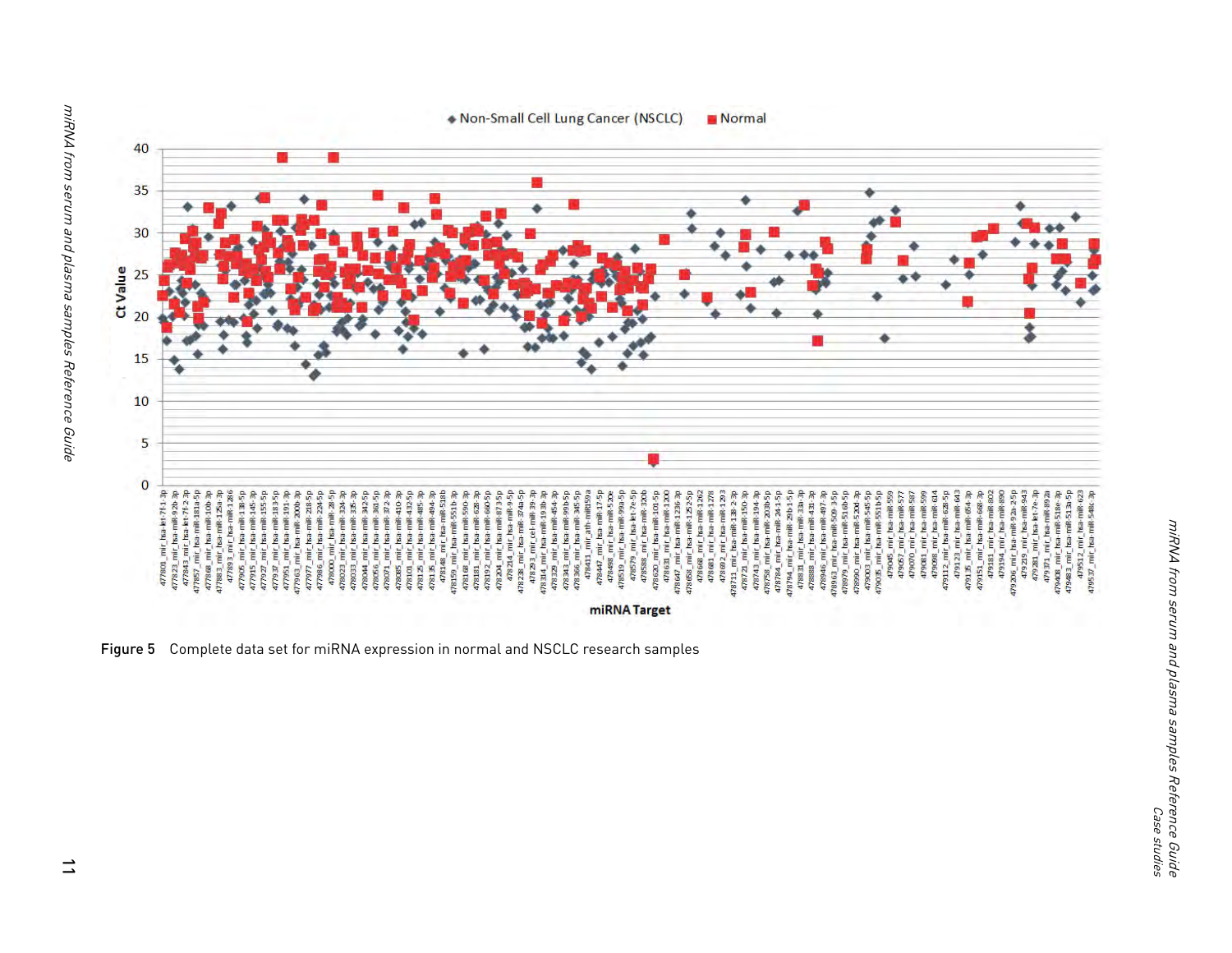**Figure 5** Complete data set for miRNA expression in normal and NSCLC research samples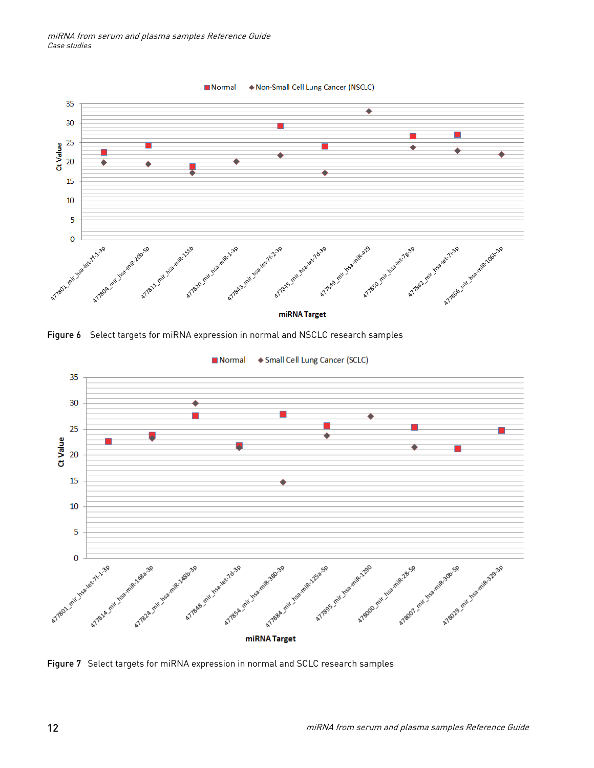Figure 6 Select targets for miRNA expression in normal and NSCLC research samples

Figure 7 Select targets for miRNA expression in normal and SCLC research samples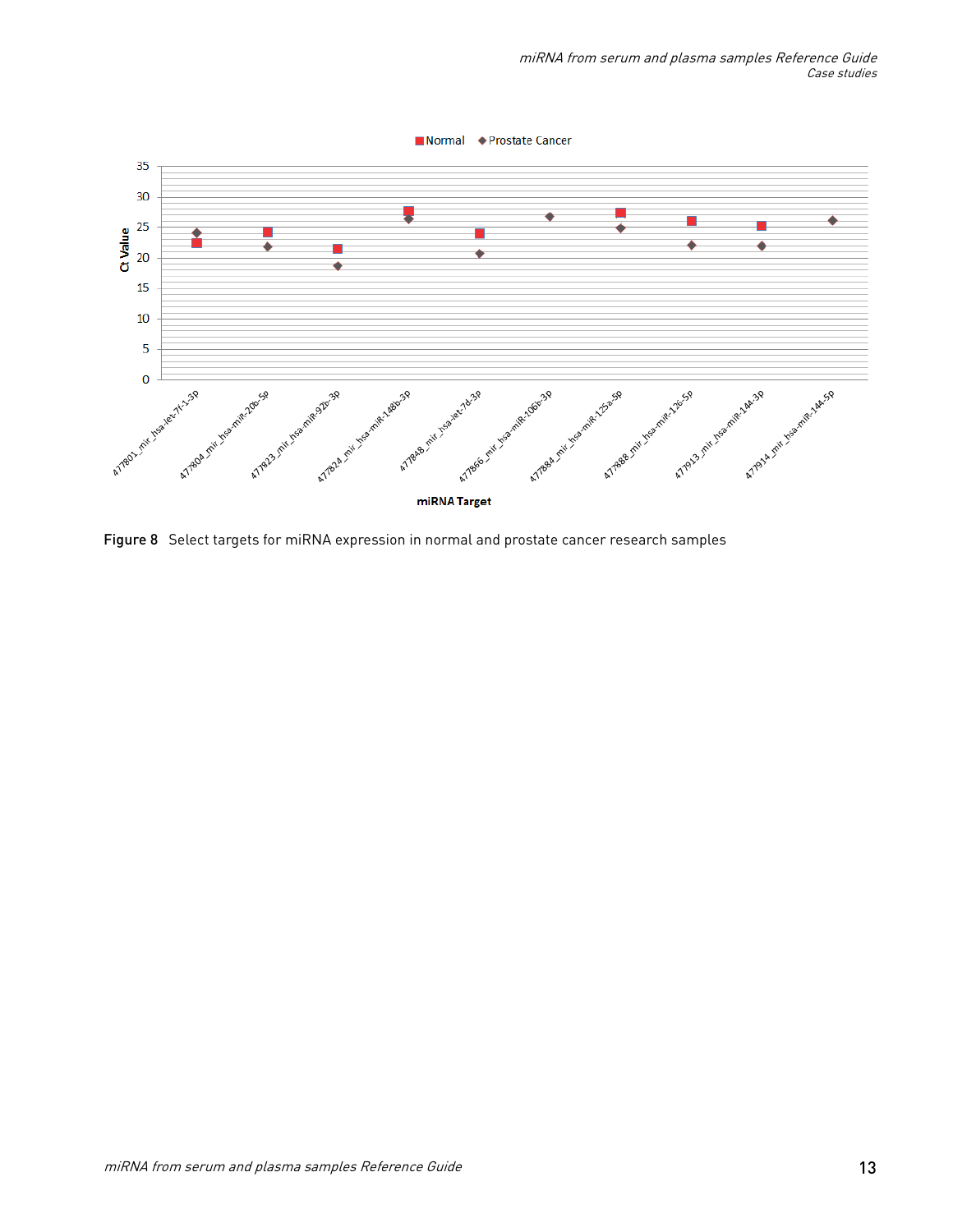Figure 8 Select targets for miRNA expression in normal and prostate cancer research samples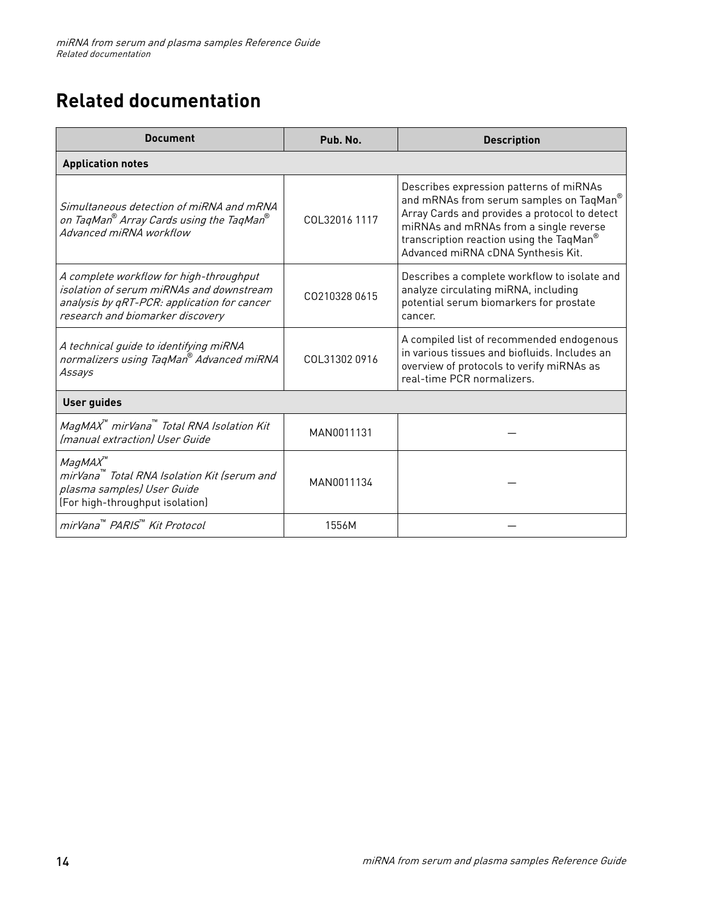# Related documentation

| Document | Pub. No. | Description |
|---|---|---|
| **Application notes** | | |
| *Simultaneous detection of miRNA and mRNA on TaqMan® Array Cards using the TaqMan® Advanced miRNA workflow* | COL32016 1117 | Describes expression patterns of miRNAs and mRNAs from serum samples on TaqMan® Array Cards and provides a protocol to detect miRNAs and mRNAs from a single reverse transcription reaction using the TaqMan® Advanced miRNA cDNA Synthesis Kit. |
| *A complete workflow for high-throughput isolation of serum miRNAs and downstream analysis by qRT-PCR: application for cancer research and biomarker discovery* | CO210328 0615 | Describes a complete workflow to isolate and analyze circulating miRNA, including potential serum biomarkers for prostate cancer. |
| *A technical guide to identifying miRNA normalizers using TaqMan® Advanced miRNA Assays* | COL31302 0916 | A compiled list of recommended endogenous in various tissues and biofluids. Includes an overview of protocols to verify miRNAs as real-time PCR normalizers. |
| **User guides** | | |
| *MagMAX™ mirVana™ Total RNA Isolation Kit (manual extraction) User Guide* | MAN0011131 | — |
| *MagMAX™ mirVana™ Total RNA Isolation Kit (serum and plasma samples) User Guide* (For high-throughput isolation) | MAN0011134 | — |
| *mirVana™ PARIS™ Kit Protocol* | 1556M | — |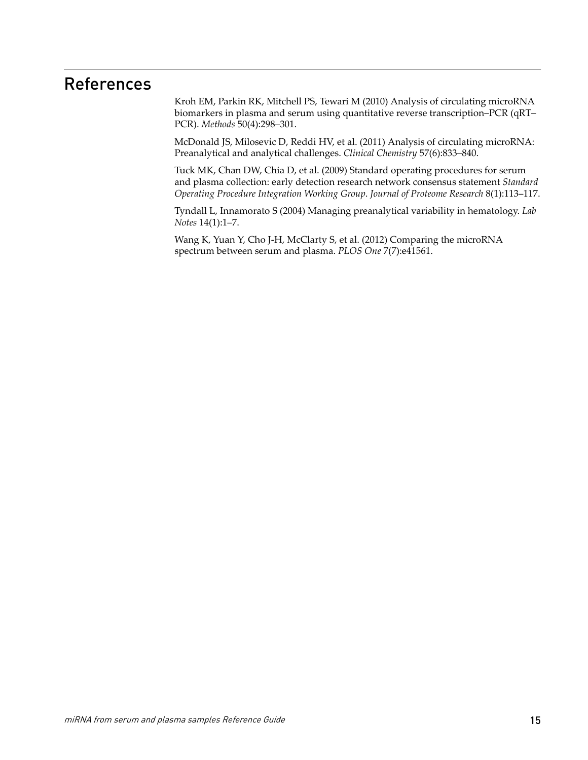# References

Kroh EM, Parkin RK, Mitchell PS, Tewari M (2010) Analysis of circulating microRNA biomarkers in plasma and serum using quantitative reverse transcription–PCR (qRT–PCR). *Methods* 50(4):298–301.

McDonald JS, Milosevic D, Reddi HV, et al. (2011) Analysis of circulating microRNA: Preanalytical and analytical challenges. *Clinical Chemistry* 57(6):833–840.

Tuck MK, Chan DW, Chia D, et al. (2009) Standard operating procedures for serum and plasma collection: early detection research network consensus statement *Standard Operating Procedure Integration Working Group*. *Journal of Proteome Research* 8(1):113–117.

Tyndall L, Innamorato S (2004) Managing preanalytical variability in hematology. *Lab Notes* 14(1):1–7.

Wang K, Yuan Y, Cho J-H, McClarty S, et al. (2012) Comparing the microRNA spectrum between serum and plasma. *PLOS One* 7(7):e41561.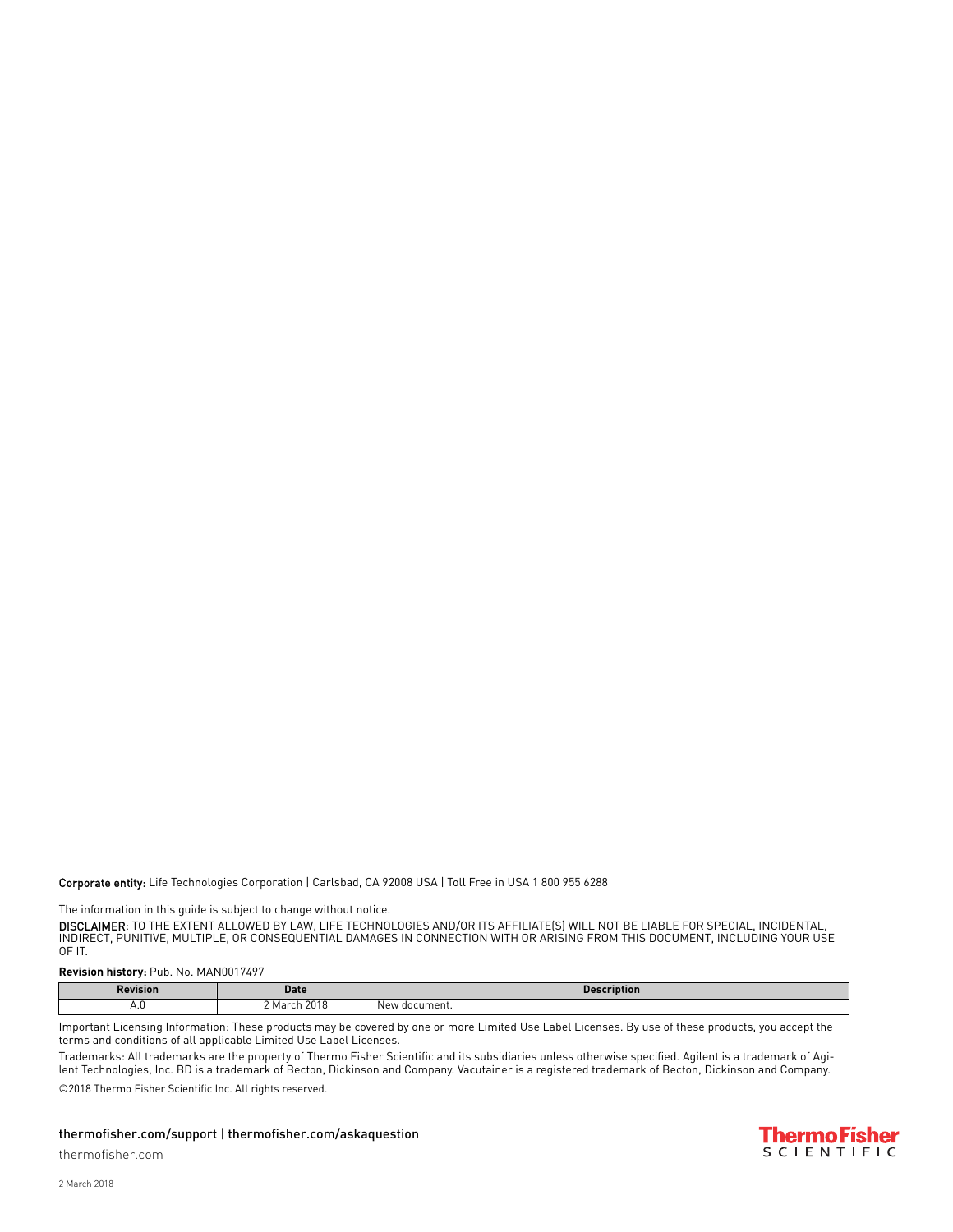**Corporate entity:** Life Technologies Corporation | Carlsbad, CA 92008 USA | Toll Free in USA 1 800 955 6288

The information in this guide is subject to change without notice.

**DISCLAIMER**: TO THE EXTENT ALLOWED BY LAW, LIFE TECHNOLOGIES AND/OR ITS AFFILIATE(S) WILL NOT BE LIABLE FOR SPECIAL, INCIDENTAL, INDIRECT, PUNITIVE, MULTIPLE, OR CONSEQUENTIAL DAMAGES IN CONNECTION WITH OR ARISING FROM THIS DOCUMENT, INCLUDING YOUR USE OF IT.

**Revision history:** Pub. No. MAN0017497

| Revision | Date | Description |
| --- | --- | --- |
| A.0 | 2 March 2018 | New document. |

Important Licensing Information: These products may be covered by one or more Limited Use Label Licenses. By use of these products, you accept the terms and conditions of all applicable Limited Use Label Licenses.

Trademarks: All trademarks are the property of Thermo Fisher Scientific and its subsidiaries unless otherwise specified. Agilent is a trademark of Agilent Technologies, Inc. BD is a trademark of Becton, Dickinson and Company. Vacutainer is a registered trademark of Becton, Dickinson and Company.

©2018 Thermo Fisher Scientific Inc. All rights reserved.

thermofisher.com/support | thermofisher.com/askaquestion

thermofisher.com

Thermo Fisher SCIENTIFIC

2 March 2018